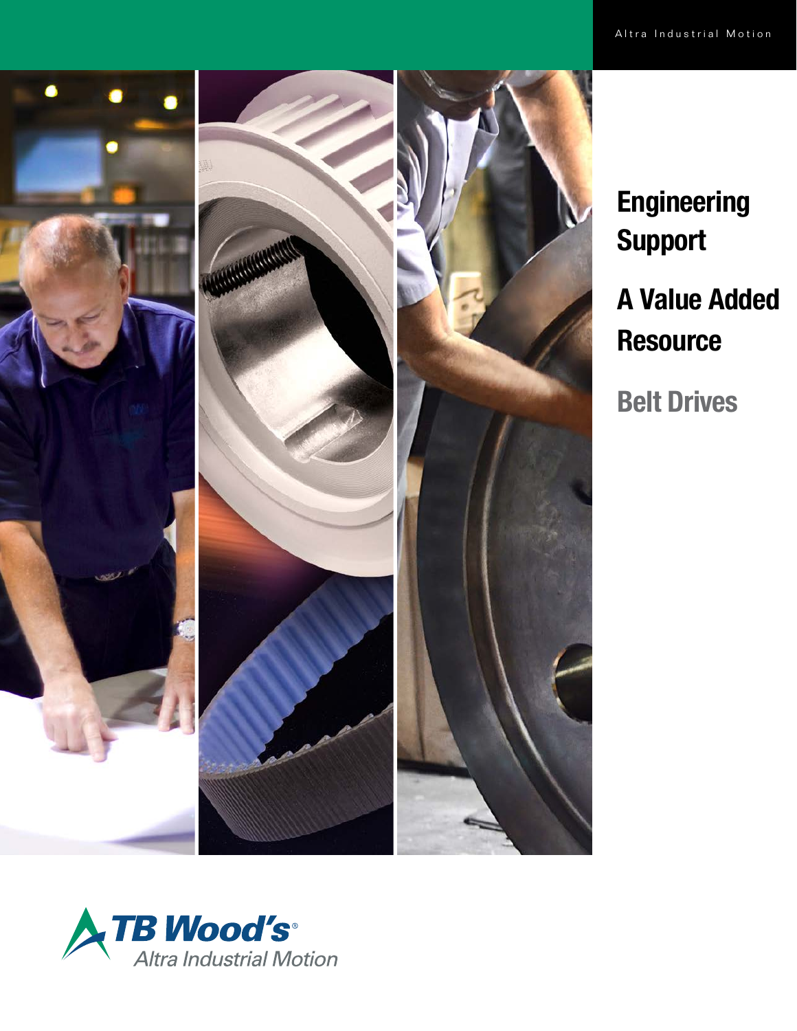Altra Industrial Motion

# Engineering Support

# A Value Added Resource

## Belt Drives

TB Wood's®

Altra Industrial Motion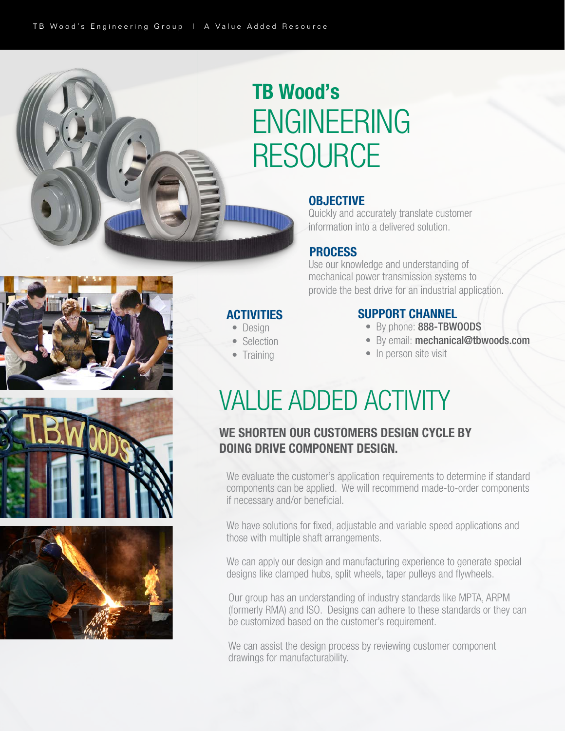# TB Wood's ENGINEERING RESOURCE

## OBJECTIVE

Quickly and accurately translate customer information into a delivered solution.

## PROCESS

Use our knowledge and understanding of mechanical power transmission systems to provide the best drive for an industrial application.

## ACTIVITIES

- Design
- Selection
- Training

## SUPPORT CHANNEL

- By phone: **888-TBWOODS**
- By email: **mechanical@tbwoods.com**
- In person site visit

# VALUE ADDED ACTIVITY

### WE SHORTEN OUR CUSTOMERS DESIGN CYCLE BY DOING DRIVE COMPONENT DESIGN.

We evaluate the customer's application requirements to determine if standard components can be applied. We will recommend made-to-order components if necessary and/or beneficial.

We have solutions for fixed, adjustable and variable speed applications and those with multiple shaft arrangements.

We can apply our design and manufacturing experience to generate special designs like clamped hubs, split wheels, taper pulleys and flywheels.

Our group has an understanding of industry standards like MPTA, ARPM (formerly RMA) and ISO. Designs can adhere to these standards or they can be customized based on the customer's requirement.

We can assist the design process by reviewing customer component drawings for manufacturability.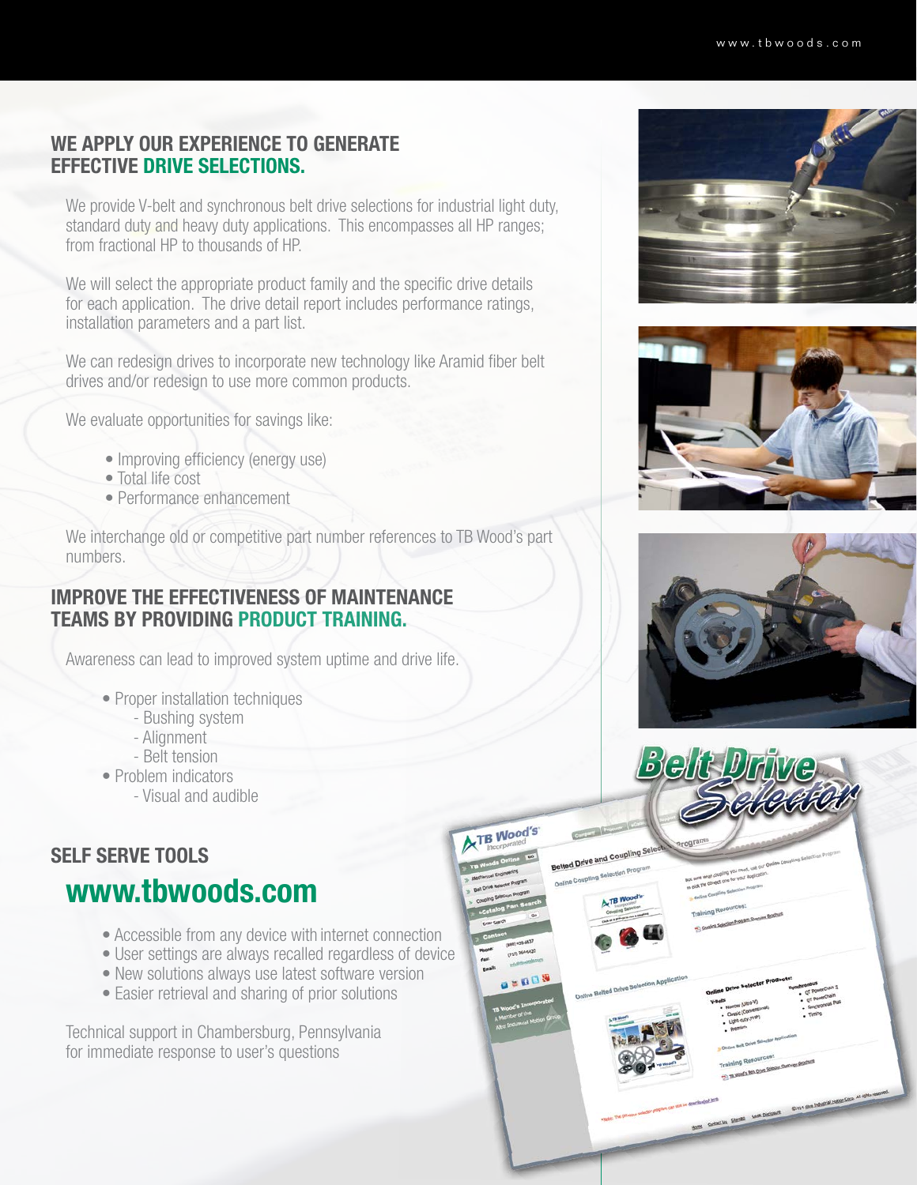## WE APPLY OUR EXPERIENCE TO GENERATE EFFECTIVE DRIVE SELECTIONS.

We provide V-belt and synchronous belt drive selections for industrial light duty, standard duty and heavy duty applications. This encompasses all HP ranges; from fractional HP to thousands of HP.

We will select the appropriate product family and the specific drive details for each application. The drive detail report includes performance ratings, installation parameters and a part list.

We can redesign drives to incorporate new technology like Aramid fiber belt drives and/or redesign to use more common products.

We evaluate opportunities for savings like:

- Improving efficiency (energy use)
- Total life cost
- Performance enhancement

We interchange old or competitive part number references to TB Wood's part numbers.

## IMPROVE THE EFFECTIVENESS OF MAINTENANCE TEAMS BY PROVIDING PRODUCT TRAINING.

Awareness can lead to improved system uptime and drive life.

- Proper installation techniques
  - Bushing system
  - Alignment
  - Belt tension
- Problem indicators
  - Visual and audible

## SELF SERVE TOOLS

## www.tbwoods.com

- Accessible from any device with internet connection
- User settings are always recalled regardless of device
- New solutions always use latest software version
- Easier retrieval and sharing of prior solutions

Technical support in Chambersburg, Pennsylvania for immediate response to user's questions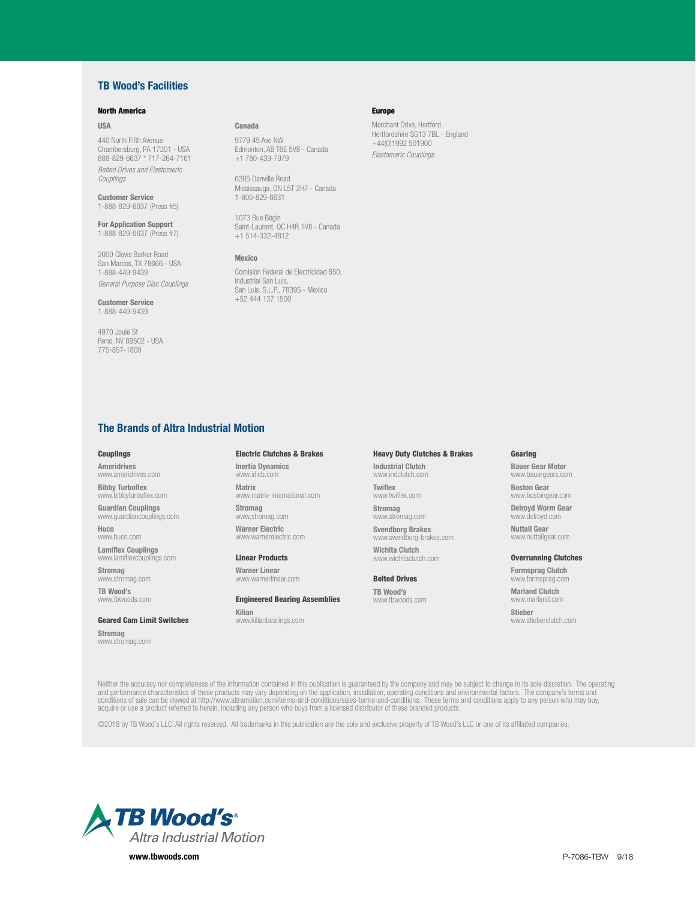## TB Wood's Facilities

### North America

**USA**

440 North Fifth Avenue
Chambersburg, PA 17201 - USA
888-829-6637 * 717-264-7161
*Belted Drives and Elastomeric Couplings*

**Customer Service**
1-888-829-6637 (Press #5)

**For Application Support**
1-888-829-6637 (Press #7)

2000 Clovis Barker Road
San Marcos, TX 78666 - USA
1-888-449-9439
*General Purpose Disc Couplings*

**Customer Service**
1-888-449-9439

4970 Joule St
Reno, NV 89502 - USA
775-857-1800

**Canada**

9779 45 Ave NW
Edmonton, AB T6E 5V8 - Canada
+1 780-439-7979

6305 Danville Road
Mississauga, ON L5T 2H7 - Canada
1-800-829-6631

1073 Rue Bégin
Saint-Laurent, QC H4R 1V8 - Canada
+1 514-332-4812

**Mexico**

Comisión Federal de Electricidad 850,
Industrial San Luis,
San Luis, S.L.P., 78395 - Mexico
+52 444 137 1500

### Europe

Merchant Drive, Hertford
Hertfordshire SG13 7BL - England
+44(0)1992 501900
*Elastomeric Couplings*

## The Brands of Altra Industrial Motion

**Couplings**

**Ameridrives**
www.ameridrives.com

**Bibby Turboflex**
www.bibbyturboflex.com

**Guardian Couplings**
www.guardiancouplings.com

**Huco**
www.huco.com

**Lamiflex Couplings**
www.lamiflexcouplings.com

**Stromag**
www.stromag.com

**TB Wood's**
www.tbwoods.com

**Geared Cam Limit Switches**

**Stromag**
www.stromag.com

**Electric Clutches & Brakes**

**Inertia Dynamics**
www.idicb.com

**Matrix**
www.matrix-international.com

**Stromag**
www.stromag.com

**Warner Electric**
www.warnerelectric.com

**Linear Products**

**Warner Linear**
www.warnerlinear.com

**Engineered Bearing Assemblies**

**Kilian**
www.kilianbearings.com

**Heavy Duty Clutches & Brakes**

**Industrial Clutch**
www.indclutch.com

**Twiflex**
www.twiflex.com

**Stromag**
www.stromag.com

**Svendborg Brakes**
www.svendborg-brakes.com

**Wichita Clutch**
www.wichitaclutch.com

**Belted Drives**

**TB Wood's**
www.tbwoods.com

**Gearing**

**Bauer Gear Motor**
www.bauergears.com

**Boston Gear**
www.bostongear.com

**Delroyd Worm Gear**
www.delroyd.com

**Nuttall Gear**
www.nuttallgear.com

**Overrunning Clutches**

**Formsprag Clutch**
www.formsprag.com

**Marland Clutch**
www.marland.com

**Stieber**
www.stieberclutch.com

Neither the accuracy nor completeness of the information contained in this publication is guaranteed by the company and may be subject to change in its sole discretion. The operating and performance characteristics of these products may vary depending on the application, installation, operating conditions and environmental factors. The company's terms and conditions of sale can be viewed at http://www.altramotion.com/terms-and-conditions/sales-terms-and-conditions. These terms and conditions apply to any person who may buy, acquire or use a product referred to herein, including any person who buys from a licensed distributor of these branded products.

©2018 by TB Wood's LLC. All rights reserved. All trademarks in this publication are the sole and exclusive property of TB Wood's LLC or one of its affiliated companies.

TB Wood's®
Altra Industrial Motion

**www.tbwoods.com**

P-7086-TBW 9/18